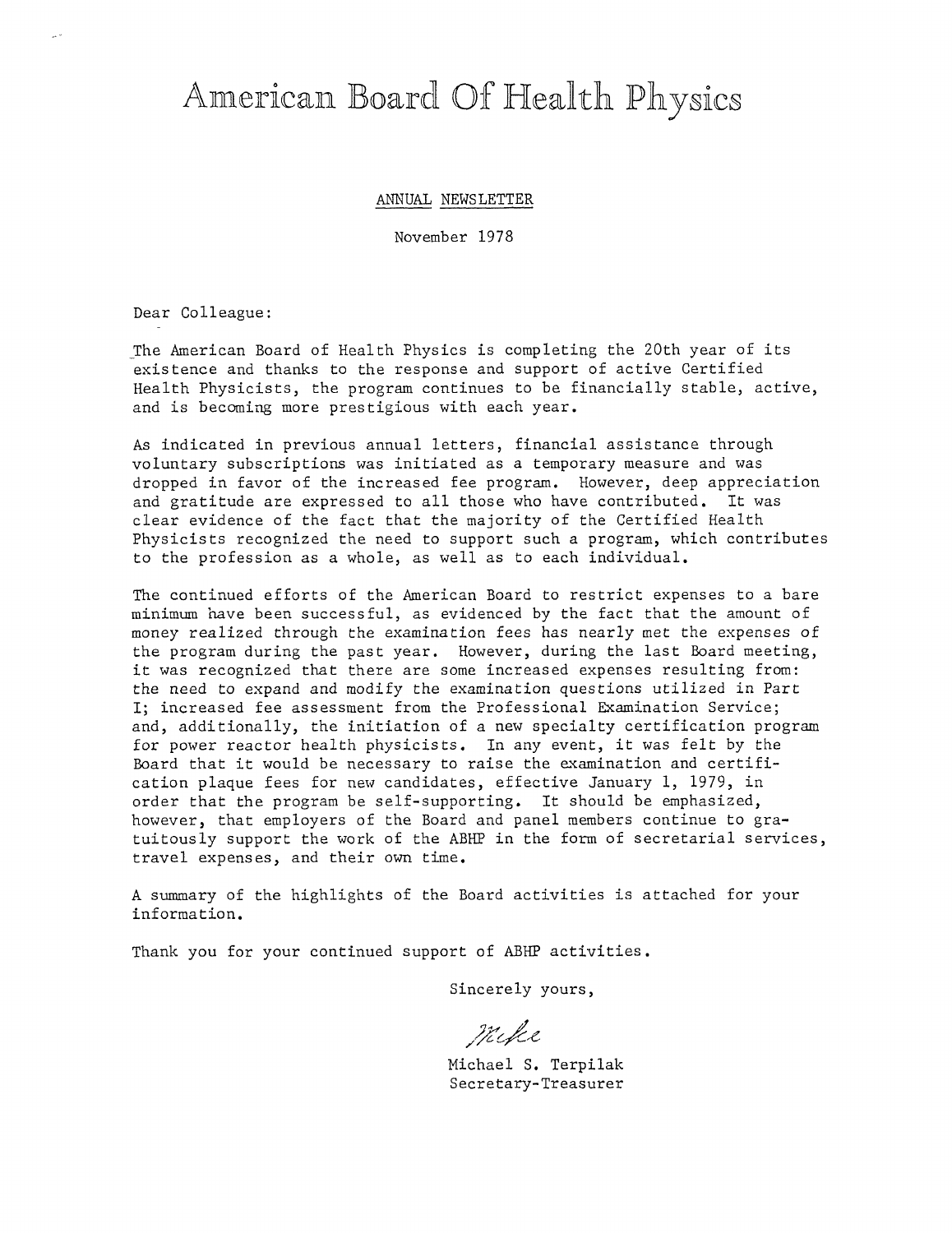# American Board Of Health Physics

ANNUAL NEWSLETTER

November 1978

Dear Colleague:

The American Board of Health Physics is completing the 20th year of its existence and thanks to the response and support of active Certified Health Physicists, the program continues to be financially stable, active, and is becoming more prestigious with each year.

As indicated in previous annual letters, financial assistance through voluntary subscriptions was initiated as a temporary measure and was dropped in favor of the increased fee program. However, deep appreciation and gratitude are expressed to all those who have contributed. It was clear evidence of the fact that the majority of the Certified Health Physicists recognized the need to support such a program, which contributes to the profession as a whole, as well as to each individual.

The continued efforts of the American Board to restrict expenses to a bare minimum have been successful, as evidenced by the fact that the amount of money realized through the examination fees has nearly met the expenses of the program during the past year. However, during the last Board meeting, it was recognized that there are some increased expenses resulting from: the need to expand and modify the examination questions utilized in Part I; increased fee assessment from the Professional Examination Service; and, additionally, the initiation of a new specialty certification program for power reactor health physicists. In any event, it was felt by the Board that it would be necessary to raise the examination and certification plaque fees for new candidates, effective January 1, 1979, in order that the program be self-supporting. It should be emphasized, however, that employers of the Board and panel members continue to gratuitously support the work of the ABHP in the form of secretarial services, travel expenses, and their own time.

A summary of the highlights of the Board activities is attached for your information.

Thank you for your continued support of ABHP activities.

Sincerely yours,

Mike

Michael S. Terpilak
Secretary-Treasurer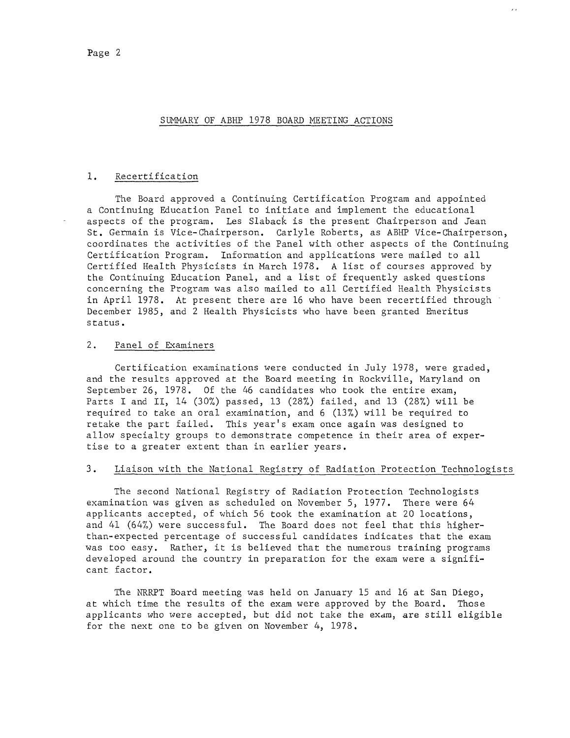## SUMMARY OF ABHP 1978 BOARD MEETING ACTIONS

### 1. Recertification

The Board approved a Continuing Certification Program and appointed a Continuing Education Panel to initiate and implement the educational aspects of the program. Les Slaback is the present Chairperson and Jean St. Germain is Vice-Chairperson. Carlyle Roberts, as ABHP Vice-Chairperson, coordinates the activities of the Panel with other aspects of the Continuing Certification Program. Information and applications were mailed to all Certified Health Physicists in March 1978. A list of courses approved by the Continuing Education Panel, and a list of frequently asked questions concerning the Program was also mailed to all Certified Health Physicists in April 1978. At present there are 16 who have been recertified through December 1985, and 2 Health Physicists who have been granted Emeritus status.

### 2. Panel of Examiners

Certification examinations were conducted in July 1978, were graded, and the results approved at the Board meeting in Rockville, Maryland on September 26, 1978. Of the 46 candidates who took the entire exam, Parts I and II, 14 (30%) passed, 13 (28%) failed, and 13 (28%) will be required to take an oral examination, and 6 (13%) will be required to retake the part failed. This year's exam once again was designed to allow specialty groups to demonstrate competence in their area of expertise to a greater extent than in earlier years.

### 3. Liaison with the National Registry of Radiation Protection Technologists

The second National Registry of Radiation Protection Technologists examination was given as scheduled on November 5, 1977. There were 64 applicants accepted, of which 56 took the examination at 20 locations, and 41 (64%) were successful. The Board does not feel that this higher-than-expected percentage of successful candidates indicates that the exam was too easy. Rather, it is believed that the numerous training programs developed around the country in preparation for the exam were a significant factor.

The NRRPT Board meeting was held on January 15 and 16 at San Diego, at which time the results of the exam were approved by the Board. Those applicants who were accepted, but did not take the exam, are still eligible for the next one to be given on November 4, 1978.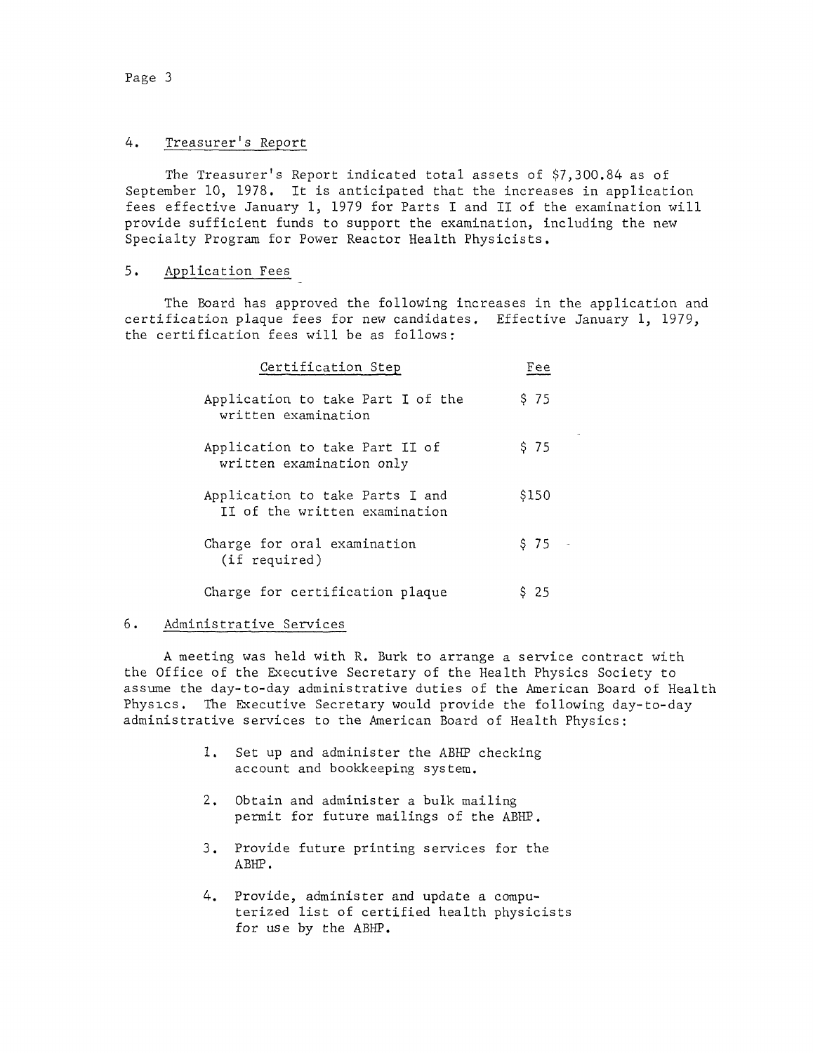## 4. Treasurer's Report

The Treasurer's Report indicated total assets of $7,300.84 as of September 10, 1978. It is anticipated that the increases in application fees effective January 1, 1979 for Parts I and II of the examination will provide sufficient funds to support the examination, including the new Specialty Program for Power Reactor Health Physicists.

## 5. Application Fees

The Board has approved the following increases in the application and certification plaque fees for new candidates. Effective January 1, 1979, the certification fees will be as follows:

| Certification Step | Fee |
|---|---|
| Application to take Part I of the written examination | $ 75 |
| Application to take Part II of written examination only | $ 75 |
| Application to take Parts I and II of the written examination | $150 |
| Charge for oral examination (if required) | $ 75 |
| Charge for certification plaque | $ 25 |

## 6. Administrative Services

A meeting was held with R. Burk to arrange a service contract with the Office of the Executive Secretary of the Health Physics Society to assume the day-to-day administrative duties of the American Board of Health Physics. The Executive Secretary would provide the following day-to-day administrative services to the American Board of Health Physics:

1. Set up and administer the ABHP checking account and bookkeeping system.
2. Obtain and administer a bulk mailing permit for future mailings of the ABHP.
3. Provide future printing services for the ABHP.
4. Provide, administer and update a computerized list of certified health physicists for use by the ABHP.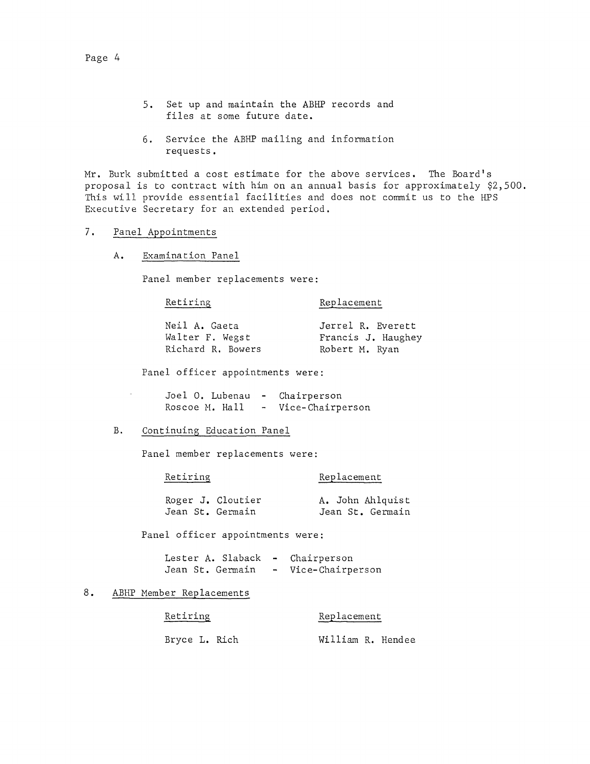5. Set up and maintain the ABHP records and files at some future date.

6. Service the ABHP mailing and information requests.

Mr. Burk submitted a cost estimate for the above services. The Board's proposal is to contract with him on an annual basis for approximately $2,500. This will provide essential facilities and does not commit us to the HPS Executive Secretary for an extended period.

## 7. Panel Appointments

### A. Examination Panel

Panel member replacements were:

| Retiring | Replacement |
|---|---|
| Neil A. Gaeta | Jerrel R. Everett |
| Walter F. Wegst | Francis J. Haughey |
| Richard R. Bowers | Robert M. Ryan |

Panel officer appointments were:

Joel O. Lubenau - Chairperson
Roscoe M. Hall - Vice-Chairperson

### B. Continuing Education Panel

Panel member replacements were:

| Retiring | Replacement |
|---|---|
| Roger J. Cloutier | A. John Ahlquist |
| Jean St. Germain | Jean St. Germain |

Panel officer appointments were:

Lester A. Slaback - Chairperson
Jean St. Germain - Vice-Chairperson

## 8. ABHP Member Replacements

| Retiring | Replacement |
|---|---|
| Bryce L. Rich | William R. Hendee |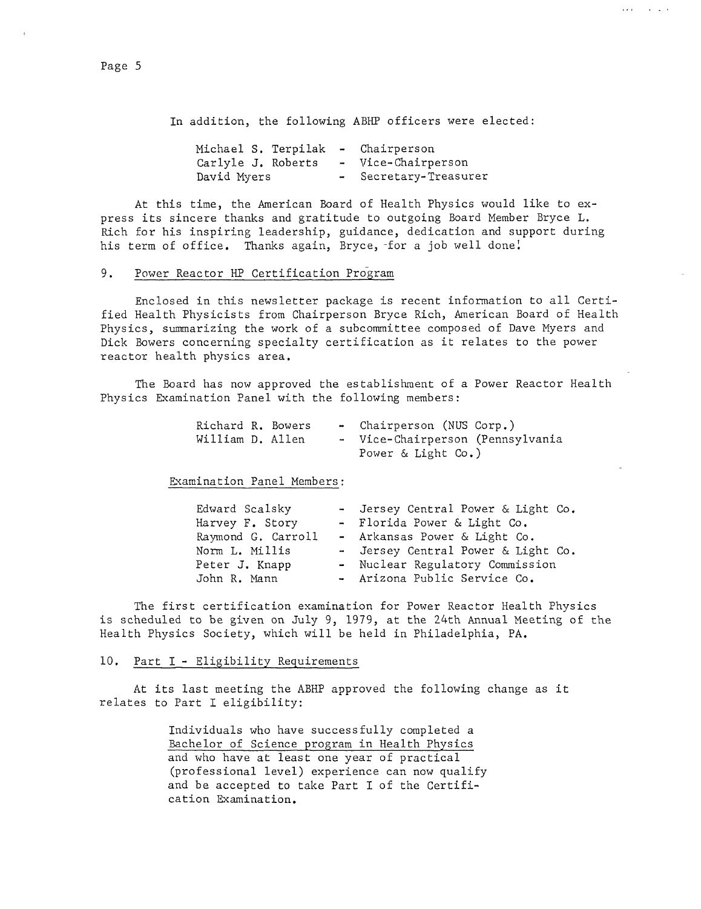In addition, the following ABHP officers were elected:

| | | |
|---|---|---|
| Michael S. Terpilak | - | Chairperson |
| Carlyle J. Roberts | - | Vice-Chairperson |
| David Myers | - | Secretary-Treasurer |

At this time, the American Board of Health Physics would like to express its sincere thanks and gratitude to outgoing Board Member Bryce L. Rich for his inspiring leadership, guidance, dedication and support during his term of office. Thanks again, Bryce, for a job well done!

## 9. Power Reactor HP Certification Program

Enclosed in this newsletter package is recent information to all Certified Health Physicists from Chairperson Bryce Rich, American Board of Health Physics, summarizing the work of a subcommittee composed of Dave Myers and Dick Bowers concerning specialty certification as it relates to the power reactor health physics area.

The Board has now approved the establishment of a Power Reactor Health Physics Examination Panel with the following members:

| | | |
|---|---|---|
| Richard R. Bowers | - | Chairperson (NUS Corp.) |
| William D. Allen | - | Vice-Chairperson (Pennsylvania Power & Light Co.) |

Examination Panel Members:

| | | |
|---|---|---|
| Edward Scalsky | - | Jersey Central Power & Light Co. |
| Harvey F. Story | - | Florida Power & Light Co. |
| Raymond G. Carroll | - | Arkansas Power & Light Co. |
| Norm L. Millis | - | Jersey Central Power & Light Co. |
| Peter J. Knapp | - | Nuclear Regulatory Commission |
| John R. Mann | - | Arizona Public Service Co. |

The first certification examination for Power Reactor Health Physics is scheduled to be given on July 9, 1979, at the 24th Annual Meeting of the Health Physics Society, which will be held in Philadelphia, PA.

## 10. Part I - Eligibility Requirements

At its last meeting the ABHP approved the following change as it relates to Part I eligibility:

> Individuals who have successfully completed a Bachelor of Science program in Health Physics and who have at least one year of practical (professional level) experience can now qualify and be accepted to take Part I of the Certification Examination.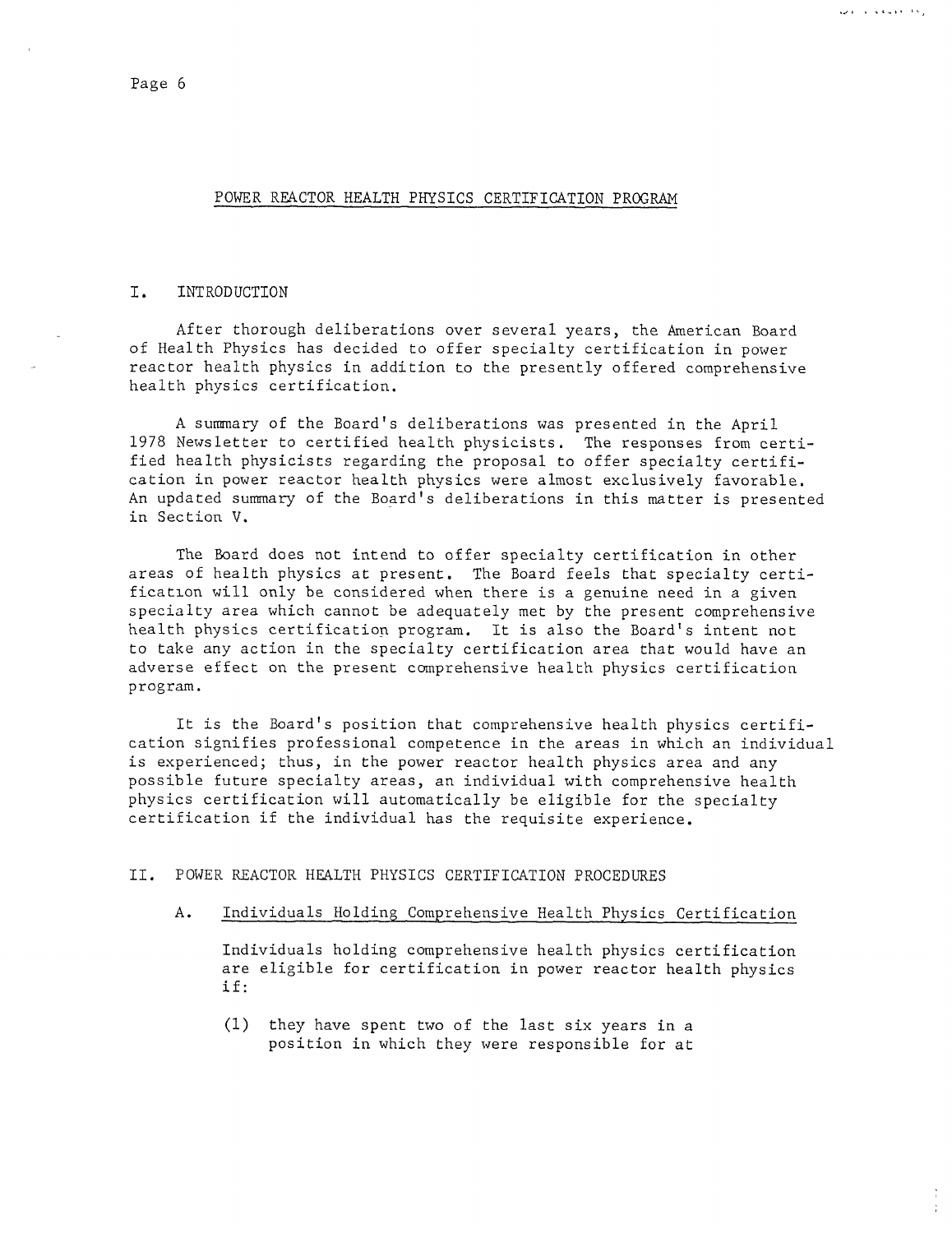## POWER REACTOR HEALTH PHYSICS CERTIFICATION PROGRAM

### I. INTRODUCTION

After thorough deliberations over several years, the American Board of Health Physics has decided to offer specialty certification in power reactor health physics in addition to the presently offered comprehensive health physics certification.

A summary of the Board's deliberations was presented in the April 1978 Newsletter to certified health physicists. The responses from certified health physicists regarding the proposal to offer specialty certification in power reactor health physics were almost exclusively favorable. An updated summary of the Board's deliberations in this matter is presented in Section V.

The Board does not intend to offer specialty certification in other areas of health physics at present. The Board feels that specialty certification will only be considered when there is a genuine need in a given specialty area which cannot be adequately met by the present comprehensive health physics certification program. It is also the Board's intent not to take any action in the specialty certification area that would have an adverse effect on the present comprehensive health physics certification program.

It is the Board's position that comprehensive health physics certification signifies professional competence in the areas in which an individual is experienced; thus, in the power reactor health physics area and any possible future specialty areas, an individual with comprehensive health physics certification will automatically be eligible for the specialty certification if the individual has the requisite experience.

### II. POWER REACTOR HEALTH PHYSICS CERTIFICATION PROCEDURES

A. Individuals Holding Comprehensive Health Physics Certification

Individuals holding comprehensive health physics certification are eligible for certification in power reactor health physics if:

(1) they have spent two of the last six years in a position in which they were responsible for at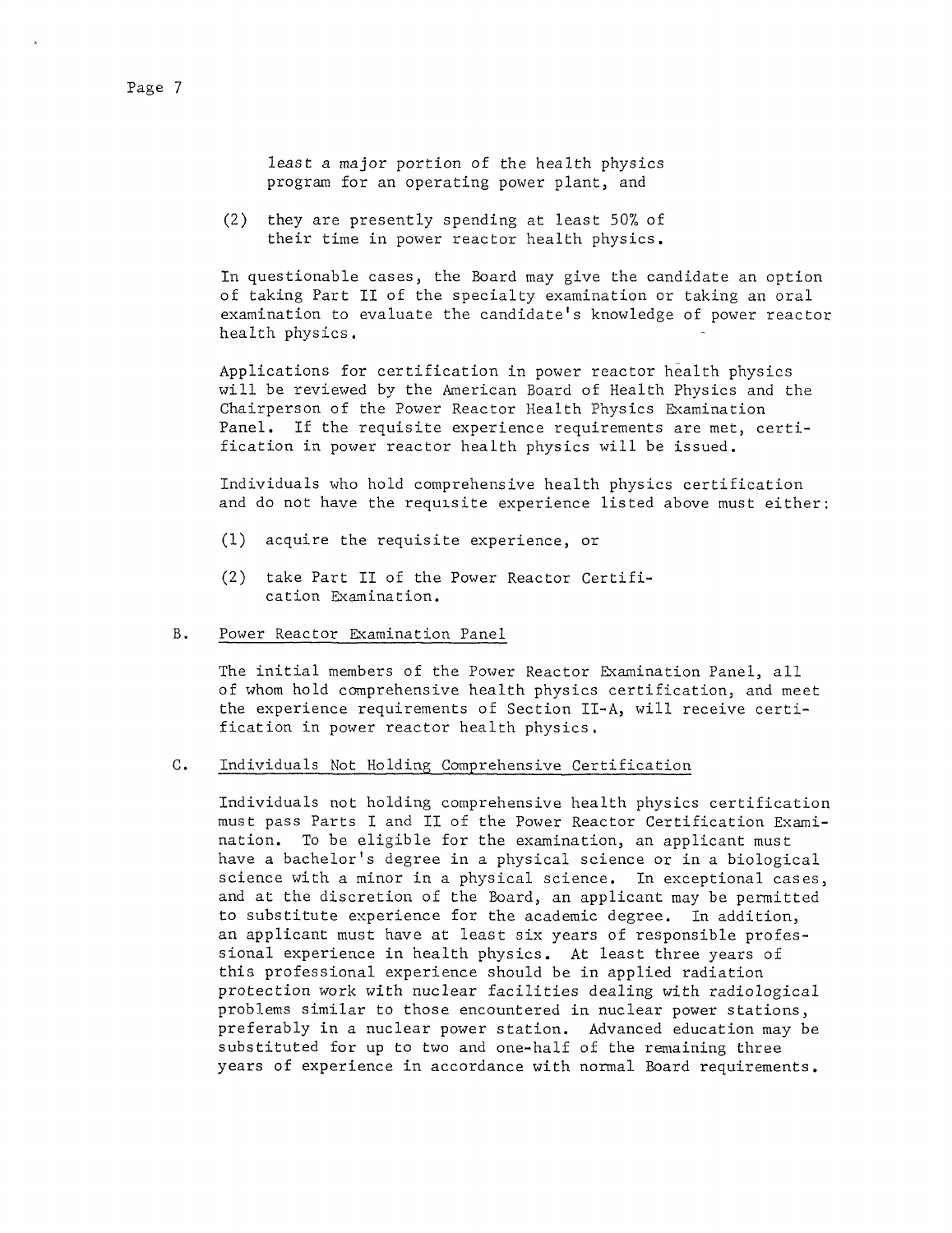least a major portion of the health physics program for an operating power plant, and

(2) they are presently spending at least 50% of their time in power reactor health physics.

In questionable cases, the Board may give the candidate an option of taking Part II of the specialty examination or taking an oral examination to evaluate the candidate's knowledge of power reactor health physics.

Applications for certification in power reactor health physics will be reviewed by the American Board of Health Physics and the Chairperson of the Power Reactor Health Physics Examination Panel. If the requisite experience requirements are met, certification in power reactor health physics will be issued.

Individuals who hold comprehensive health physics certification and do not have the requisite experience listed above must either:

(1) acquire the requisite experience, or

(2) take Part II of the Power Reactor Certification Examination.

B. Power Reactor Examination Panel

The initial members of the Power Reactor Examination Panel, all of whom hold comprehensive health physics certification, and meet the experience requirements of Section II-A, will receive certification in power reactor health physics.

C. Individuals Not Holding Comprehensive Certification

Individuals not holding comprehensive health physics certification must pass Parts I and II of the Power Reactor Certification Examination. To be eligible for the examination, an applicant must have a bachelor's degree in a physical science or in a biological science with a minor in a physical science. In exceptional cases, and at the discretion of the Board, an applicant may be permitted to substitute experience for the academic degree. In addition, an applicant must have at least six years of responsible professional experience in health physics. At least three years of this professional experience should be in applied radiation protection work with nuclear facilities dealing with radiological problems similar to those encountered in nuclear power stations, preferably in a nuclear power station. Advanced education may be substituted for up to two and one-half of the remaining three years of experience in accordance with normal Board requirements.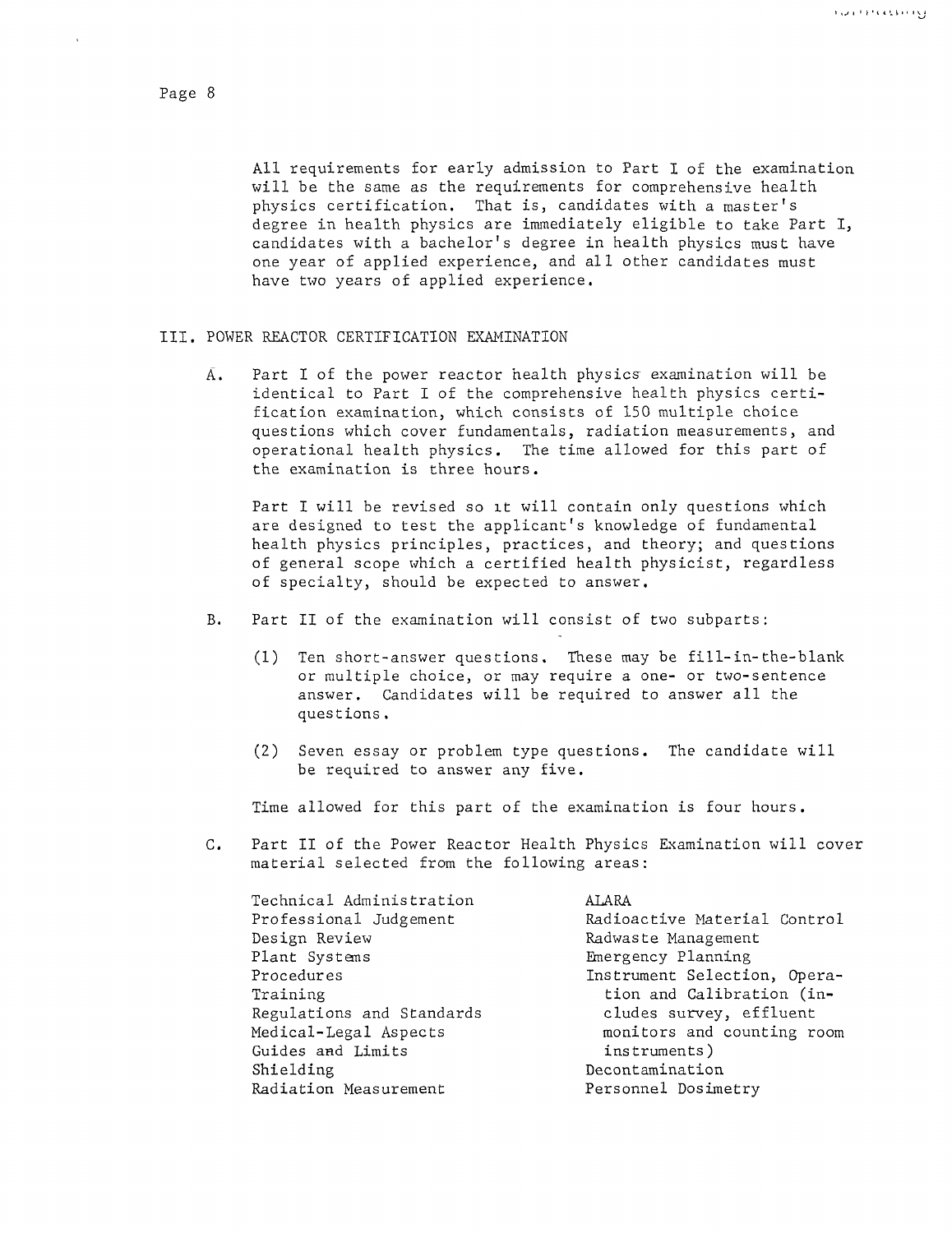All requirements for early admission to Part I of the examination will be the same as the requirements for comprehensive health physics certification. That is, candidates with a master's degree in health physics are immediately eligible to take Part I, candidates with a bachelor's degree in health physics must have one year of applied experience, and all other candidates must have two years of applied experience.

## III. POWER REACTOR CERTIFICATION EXAMINATION

A. Part I of the power reactor health physics examination will be identical to Part I of the comprehensive health physics certification examination, which consists of 150 multiple choice questions which cover fundamentals, radiation measurements, and operational health physics. The time allowed for this part of the examination is three hours.

   Part I will be revised so it will contain only questions which are designed to test the applicant's knowledge of fundamental health physics principles, practices, and theory; and questions of general scope which a certified health physicist, regardless of specialty, should be expected to answer.

B. Part II of the examination will consist of two subparts:

   (1) Ten short-answer questions. These may be fill-in-the-blank or multiple choice, or may require a one- or two-sentence answer. Candidates will be required to answer all the questions.

   (2) Seven essay or problem type questions. The candidate will be required to answer any five.

   Time allowed for this part of the examination is four hours.

C. Part II of the Power Reactor Health Physics Examination will cover material selected from the following areas:

   - Technical Administration
   - Professional Judgement
   - Design Review
   - Plant Systems
   - Procedures
   - Training
   - Regulations and Standards
   - Medical-Legal Aspects
   - Guides and Limits
   - Shielding
   - Radiation Measurement
   - ALARA
   - Radioactive Material Control
   - Radwaste Management
   - Emergency Planning
   - Instrument Selection, Operation and Calibration (includes survey, effluent monitors and counting room instruments)
   - Decontamination
   - Personnel Dosimetry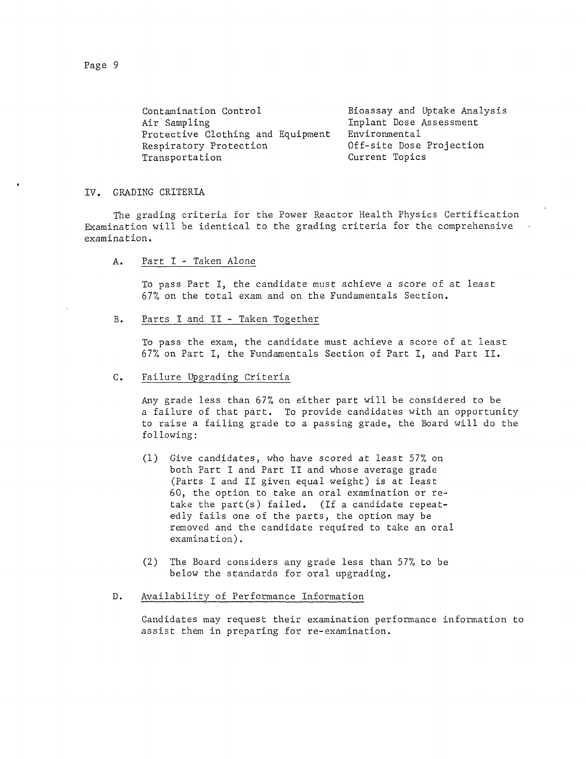- Contamination Control
- Air Sampling
- Protective Clothing and Equipment
- Respiratory Protection
- Transportation
- Bioassay and Uptake Analysis
- Inplant Dose Assessment
- Environmental
- Off-site Dose Projection
- Current Topics

## IV. GRADING CRITERIA

The grading criteria for the Power Reactor Health Physics Certification Examination will be identical to the grading criteria for the comprehensive examination.

### A. Part I - Taken Alone

To pass Part I, the candidate must achieve a score of at least 67% on the total exam and on the Fundamentals Section.

### B. Parts I and II - Taken Together

To pass the exam, the candidate must achieve a score of at least 67% on Part I, the Fundamentals Section of Part I, and Part II.

### C. Failure Upgrading Criteria

Any grade less than 67% on either part will be considered to be a failure of that part. To provide candidates with an opportunity to raise a failing grade to a passing grade, the Board will do the following:

(1) Give candidates, who have scored at least 57% on both Part I and Part II and whose average grade (Parts I and II given equal weight) is at least 60, the option to take an oral examination or retake the part(s) failed. (If a candidate repeatedly fails one of the parts, the option may be removed and the candidate required to take an oral examination).

(2) The Board considers any grade less than 57% to be below the standards for oral upgrading.

### D. Availability of Performance Information

Candidates may request their examination performance information to assist them in preparing for re-examination.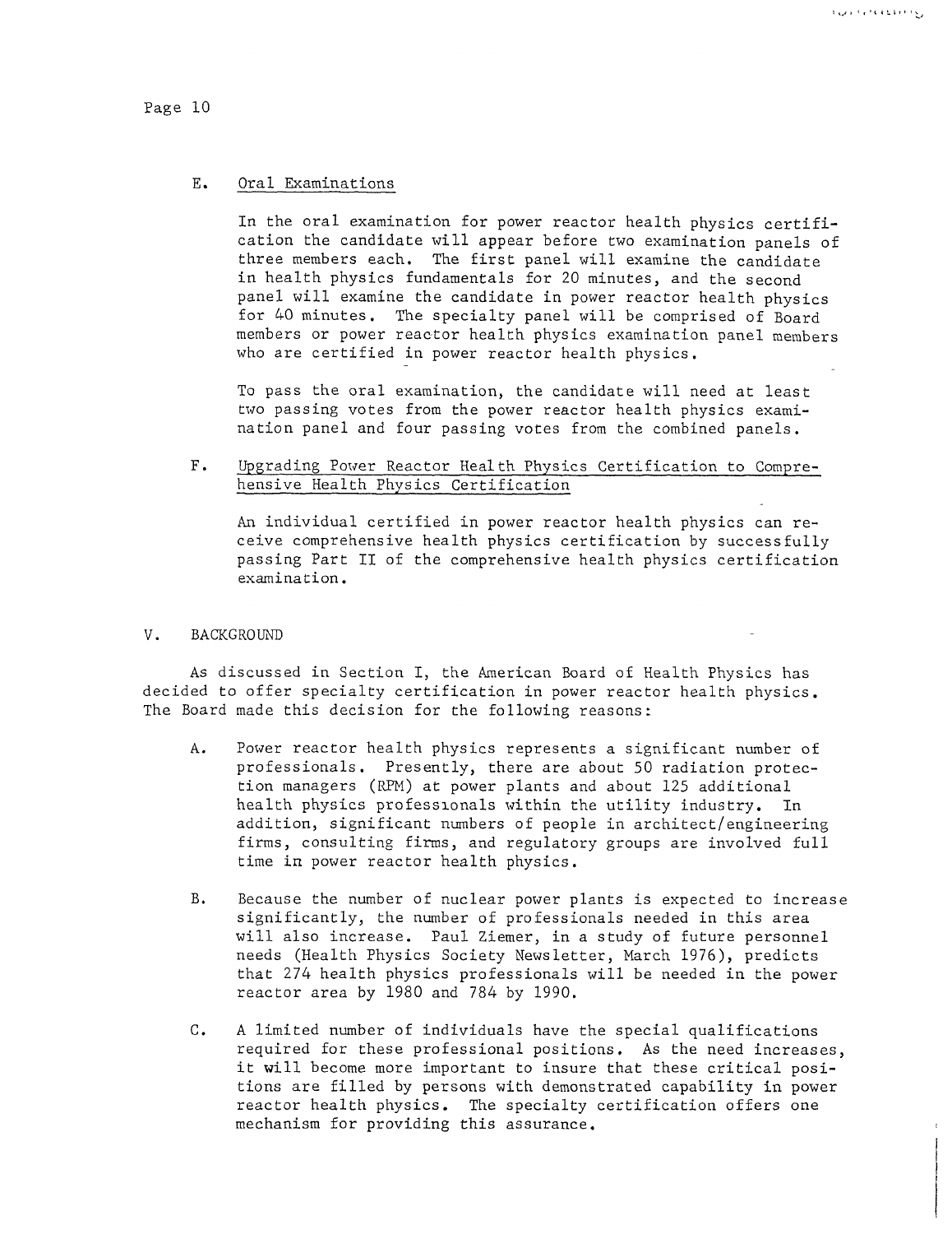### E. Oral Examinations

In the oral examination for power reactor health physics certification the candidate will appear before two examination panels of three members each. The first panel will examine the candidate in health physics fundamentals for 20 minutes, and the second panel will examine the candidate in power reactor health physics for 40 minutes. The specialty panel will be comprised of Board members or power reactor health physics examination panel members who are certified in power reactor health physics.

To pass the oral examination, the candidate will need at least two passing votes from the power reactor health physics examination panel and four passing votes from the combined panels.

### F. Upgrading Power Reactor Health Physics Certification to Comprehensive Health Physics Certification

An individual certified in power reactor health physics can receive comprehensive health physics certification by successfully passing Part II of the comprehensive health physics certification examination.

## V. BACKGROUND

As discussed in Section I, the American Board of Health Physics has decided to offer specialty certification in power reactor health physics. The Board made this decision for the following reasons:

A. Power reactor health physics represents a significant number of professionals. Presently, there are about 50 radiation protection managers (RPM) at power plants and about 125 additional health physics professionals within the utility industry. In addition, significant numbers of people in architect/engineering firms, consulting firms, and regulatory groups are involved full time in power reactor health physics.

B. Because the number of nuclear power plants is expected to increase significantly, the number of professionals needed in this area will also increase. Paul Ziemer, in a study of future personnel needs (Health Physics Society Newsletter, March 1976), predicts that 274 health physics professionals will be needed in the power reactor area by 1980 and 784 by 1990.

C. A limited number of individuals have the special qualifications required for these professional positions. As the need increases, it will become more important to insure that these critical positions are filled by persons with demonstrated capability in power reactor health physics. The specialty certification offers one mechanism for providing this assurance.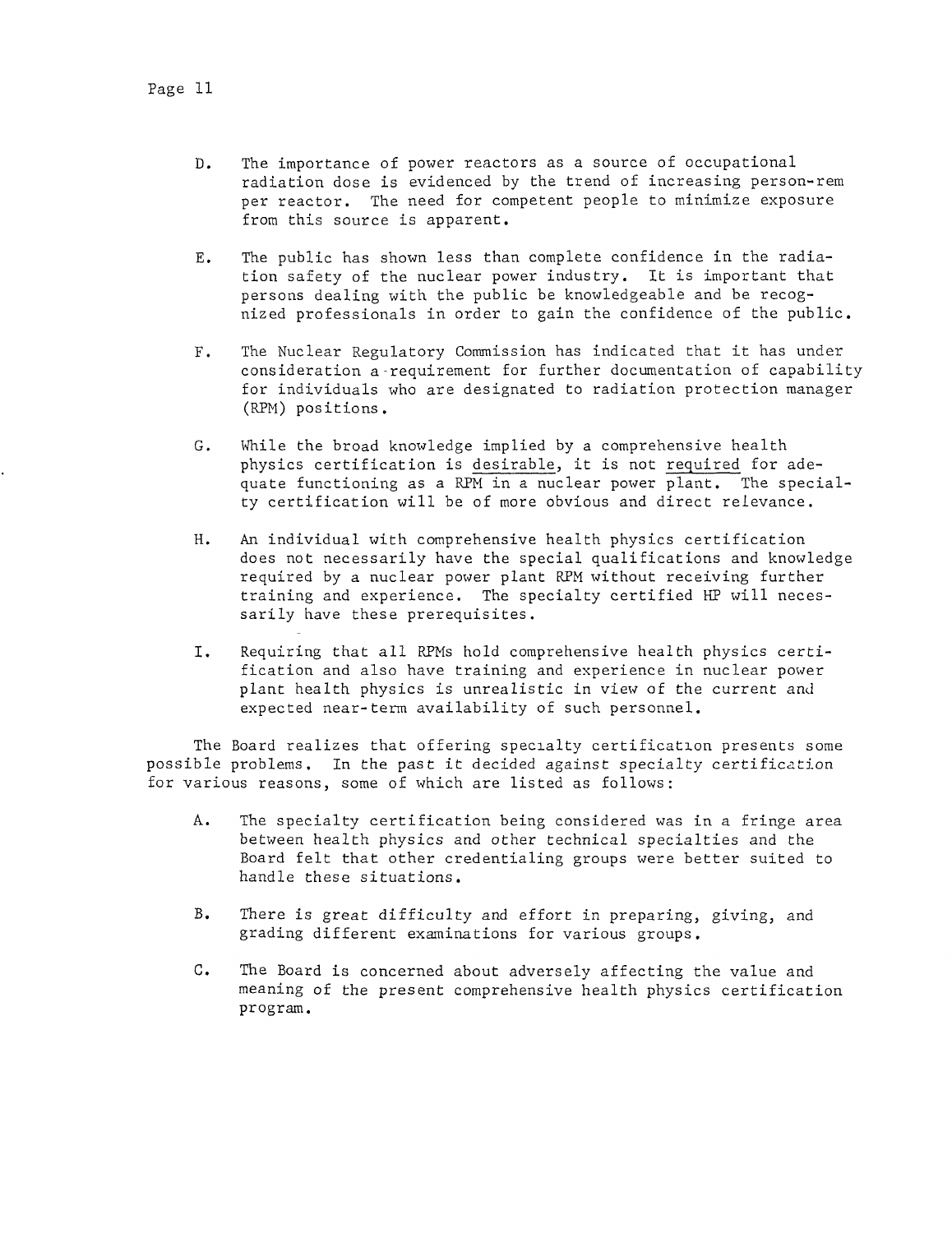D. The importance of power reactors as a source of occupational radiation dose is evidenced by the trend of increasing person-rem per reactor. The need for competent people to minimize exposure from this source is apparent.

E. The public has shown less than complete confidence in the radiation safety of the nuclear power industry. It is important that persons dealing with the public be knowledgeable and be recognized professionals in order to gain the confidence of the public.

F. The Nuclear Regulatory Commission has indicated that it has under consideration a requirement for further documentation of capability for individuals who are designated to radiation protection manager (RPM) positions.

G. While the broad knowledge implied by a comprehensive health physics certification is <u>desirable</u>, it is not <u>required</u> for adequate functioning as a RPM in a nuclear power plant. The specialty certification will be of more obvious and direct relevance.

H. An individual with comprehensive health physics certification does not necessarily have the special qualifications and knowledge required by a nuclear power plant RPM without receiving further training and experience. The specialty certified HP will necessarily have these prerequisites.

I. Requiring that all RPMs hold comprehensive health physics certification and also have training and experience in nuclear power plant health physics is unrealistic in view of the current and expected near-term availability of such personnel.

The Board realizes that offering specialty certification presents some possible problems. In the past it decided against specialty certification for various reasons, some of which are listed as follows:

A. The specialty certification being considered was in a fringe area between health physics and other technical specialties and the Board felt that other credentialing groups were better suited to handle these situations.

B. There is great difficulty and effort in preparing, giving, and grading different examinations for various groups.

C. The Board is concerned about adversely affecting the value and meaning of the present comprehensive health physics certification program.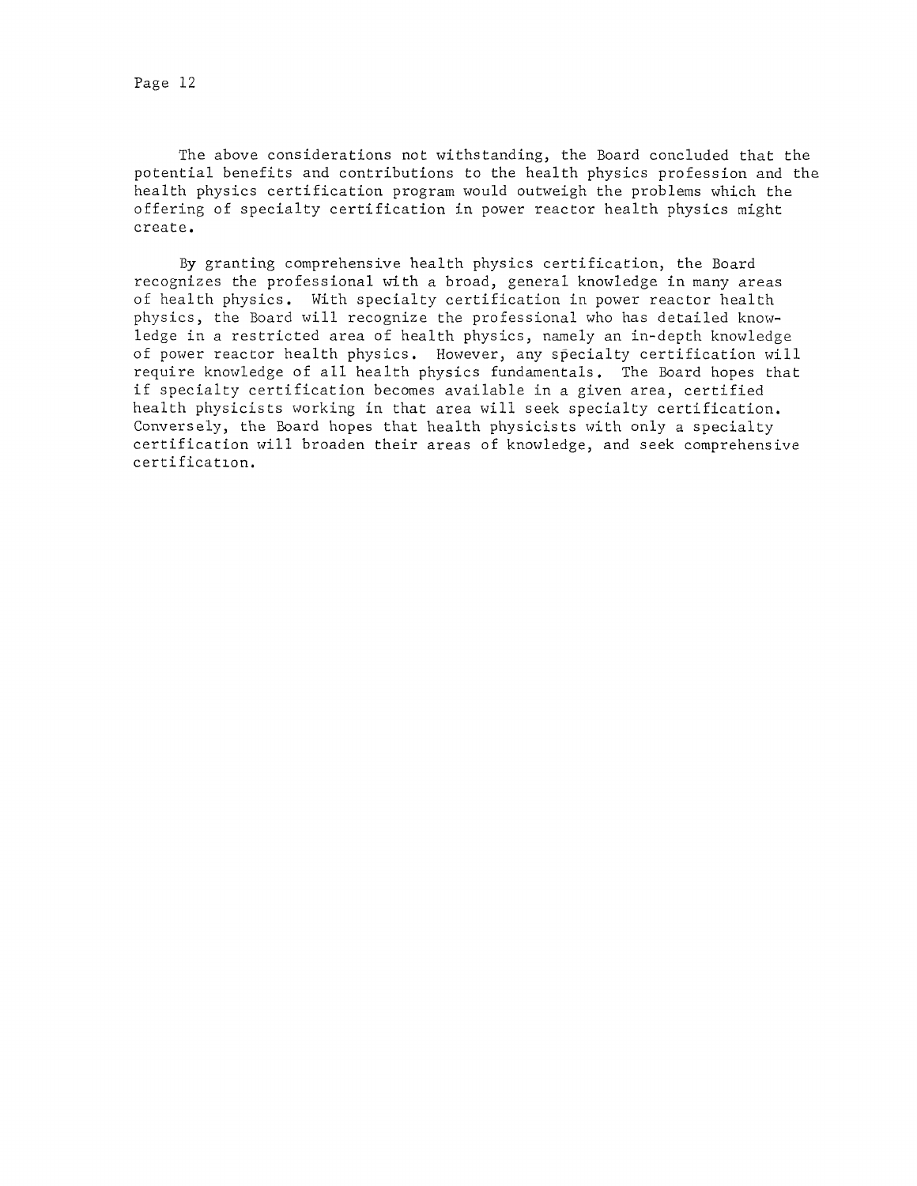The above considerations not withstanding, the Board concluded that the potential benefits and contributions to the health physics profession and the health physics certification program would outweigh the problems which the offering of specialty certification in power reactor health physics might create.

By granting comprehensive health physics certification, the Board recognizes the professional with a broad, general knowledge in many areas of health physics. With specialty certification in power reactor health physics, the Board will recognize the professional who has detailed knowledge in a restricted area of health physics, namely an in-depth knowledge of power reactor health physics. However, any specialty certification will require knowledge of all health physics fundamentals. The Board hopes that if specialty certification becomes available in a given area, certified health physicists working in that area will seek specialty certification. Conversely, the Board hopes that health physicists with only a specialty certification will broaden their areas of knowledge, and seek comprehensive certification.